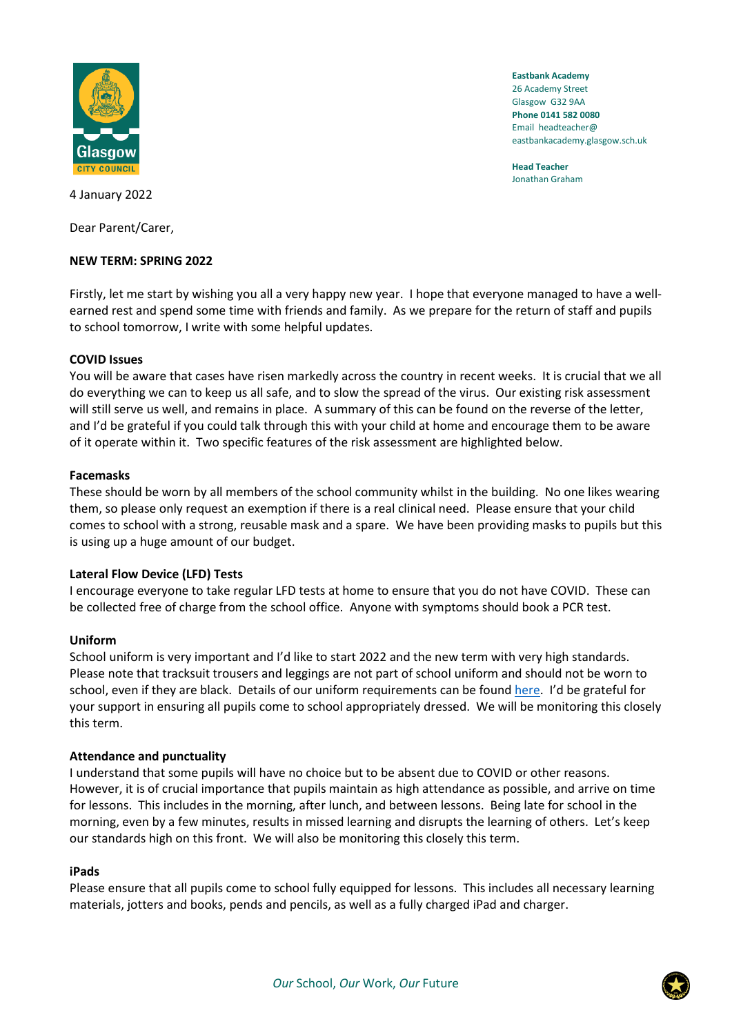**Eastbank Academy**
26 Academy Street
Glasgow G32 9AA
**Phone 0141 582 0080**
Email headteacher@eastbankacademy.glasgow.sch.uk

**Head Teacher**
Jonathan Graham

4 January 2022

Dear Parent/Carer,

**NEW TERM: SPRING 2022**

Firstly, let me start by wishing you all a very happy new year. I hope that everyone managed to have a well-earned rest and spend some time with friends and family. As we prepare for the return of staff and pupils to school tomorrow, I write with some helpful updates.

**COVID Issues**

You will be aware that cases have risen markedly across the country in recent weeks. It is crucial that we all do everything we can to keep us all safe, and to slow the spread of the virus. Our existing risk assessment will still serve us well, and remains in place. A summary of this can be found on the reverse of the letter, and I'd be grateful if you could talk through this with your child at home and encourage them to be aware of it operate within it. Two specific features of the risk assessment are highlighted below.

**Facemasks**

These should be worn by all members of the school community whilst in the building. No one likes wearing them, so please only request an exemption if there is a real clinical need. Please ensure that your child comes to school with a strong, reusable mask and a spare. We have been providing masks to pupils but this is using up a huge amount of our budget.

**Lateral Flow Device (LFD) Tests**

I encourage everyone to take regular LFD tests at home to ensure that you do not have COVID. These can be collected free of charge from the school office. Anyone with symptoms should book a PCR test.

**Uniform**

School uniform is very important and I'd like to start 2022 and the new term with very high standards. Please note that tracksuit trousers and leggings are not part of school uniform and should not be worn to school, even if they are black. Details of our uniform requirements can be found here. I'd be grateful for your support in ensuring all pupils come to school appropriately dressed. We will be monitoring this closely this term.

**Attendance and punctuality**

I understand that some pupils will have no choice but to be absent due to COVID or other reasons. However, it is of crucial importance that pupils maintain as high attendance as possible, and arrive on time for lessons. This includes in the morning, after lunch, and between lessons. Being late for school in the morning, even by a few minutes, results in missed learning and disrupts the learning of others. Let's keep our standards high on this front. We will also be monitoring this closely this term.

**iPads**

Please ensure that all pupils come to school fully equipped for lessons. This includes all necessary learning materials, jotters and books, pends and pencils, as well as a fully charged iPad and charger.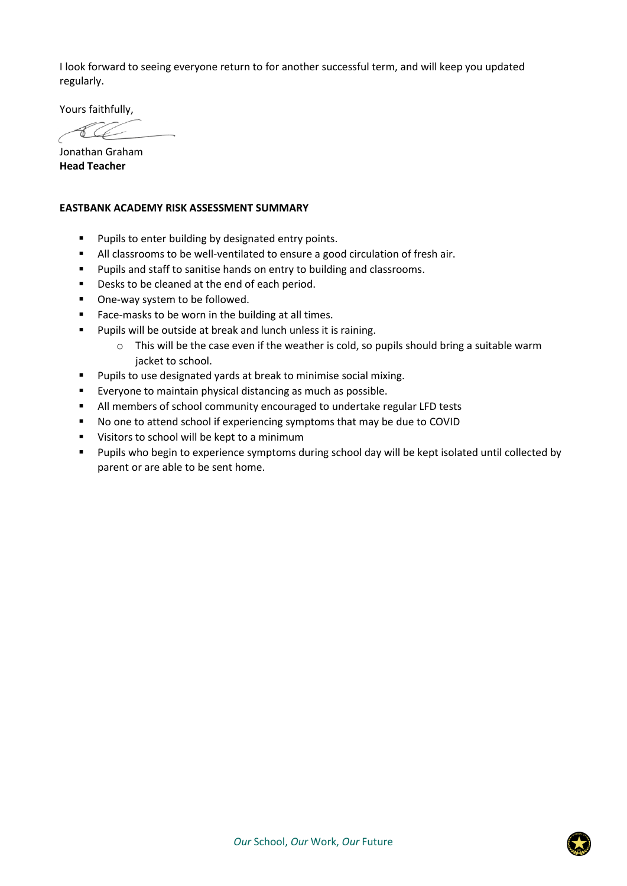I look forward to seeing everyone return to for another successful term, and will keep you updated regularly.

Yours faithfully,

Jonathan Graham
**Head Teacher**

**EASTBANK ACADEMY RISK ASSESSMENT SUMMARY**

- Pupils to enter building by designated entry points.
- All classrooms to be well-ventilated to ensure a good circulation of fresh air.
- Pupils and staff to sanitise hands on entry to building and classrooms.
- Desks to be cleaned at the end of each period.
- One-way system to be followed.
- Face-masks to be worn in the building at all times.
- Pupils will be outside at break and lunch unless it is raining.
    - This will be the case even if the weather is cold, so pupils should bring a suitable warm jacket to school.
- Pupils to use designated yards at break to minimise social mixing.
- Everyone to maintain physical distancing as much as possible.
- All members of school community encouraged to undertake regular LFD tests
- No one to attend school if experiencing symptoms that may be due to COVID
- Visitors to school will be kept to a minimum
- Pupils who begin to experience symptoms during school day will be kept isolated until collected by parent or are able to be sent home.